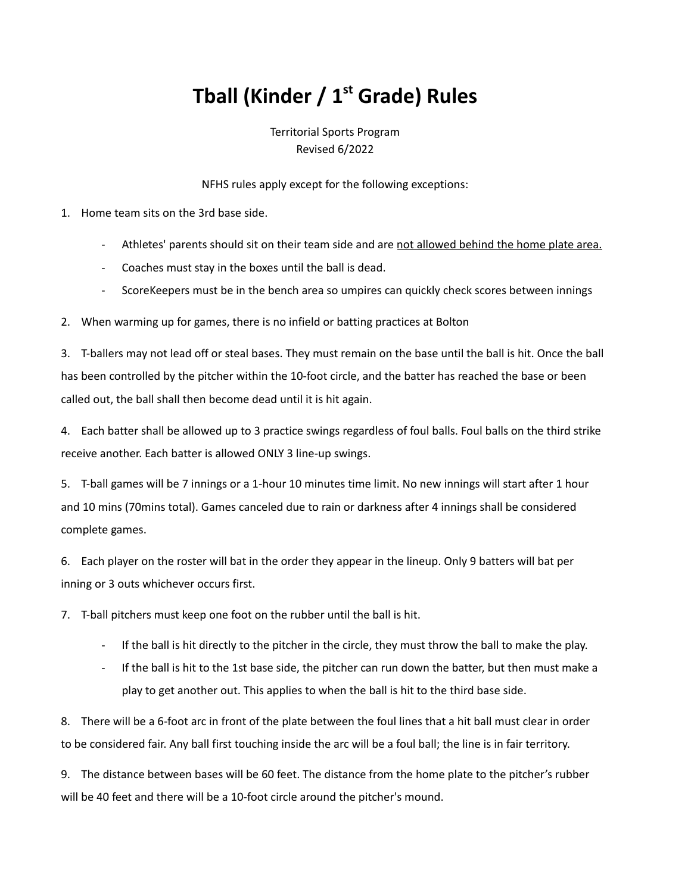# Tball (Kinder / 1st Grade) Rules

Territorial Sports Program
Revised 6/2022

NFHS rules apply except for the following exceptions:

1. Home team sits on the 3rd base side.
   - Athletes' parents should sit on their team side and are <u>not allowed behind the home plate area.</u>
   - Coaches must stay in the boxes until the ball is dead.
   - ScoreKeepers must be in the bench area so umpires can quickly check scores between innings

2. When warming up for games, there is no infield or batting practices at Bolton

3. T-ballers may not lead off or steal bases. They must remain on the base until the ball is hit. Once the ball has been controlled by the pitcher within the 10-foot circle, and the batter has reached the base or been called out, the ball shall then become dead until it is hit again.

4. Each batter shall be allowed up to 3 practice swings regardless of foul balls. Foul balls on the third strike receive another. Each batter is allowed ONLY 3 line-up swings.

5. T-ball games will be 7 innings or a 1-hour 10 minutes time limit. No new innings will start after 1 hour and 10 mins (70mins total). Games canceled due to rain or darkness after 4 innings shall be considered complete games.

6. Each player on the roster will bat in the order they appear in the lineup. Only 9 batters will bat per inning or 3 outs whichever occurs first.

7. T-ball pitchers must keep one foot on the rubber until the ball is hit.
   - If the ball is hit directly to the pitcher in the circle, they must throw the ball to make the play.
   - If the ball is hit to the 1st base side, the pitcher can run down the batter, but then must make a play to get another out. This applies to when the ball is hit to the third base side.

8. There will be a 6-foot arc in front of the plate between the foul lines that a hit ball must clear in order to be considered fair. Any ball first touching inside the arc will be a foul ball; the line is in fair territory.

9. The distance between bases will be 60 feet. The distance from the home plate to the pitcher's rubber will be 40 feet and there will be a 10-foot circle around the pitcher's mound.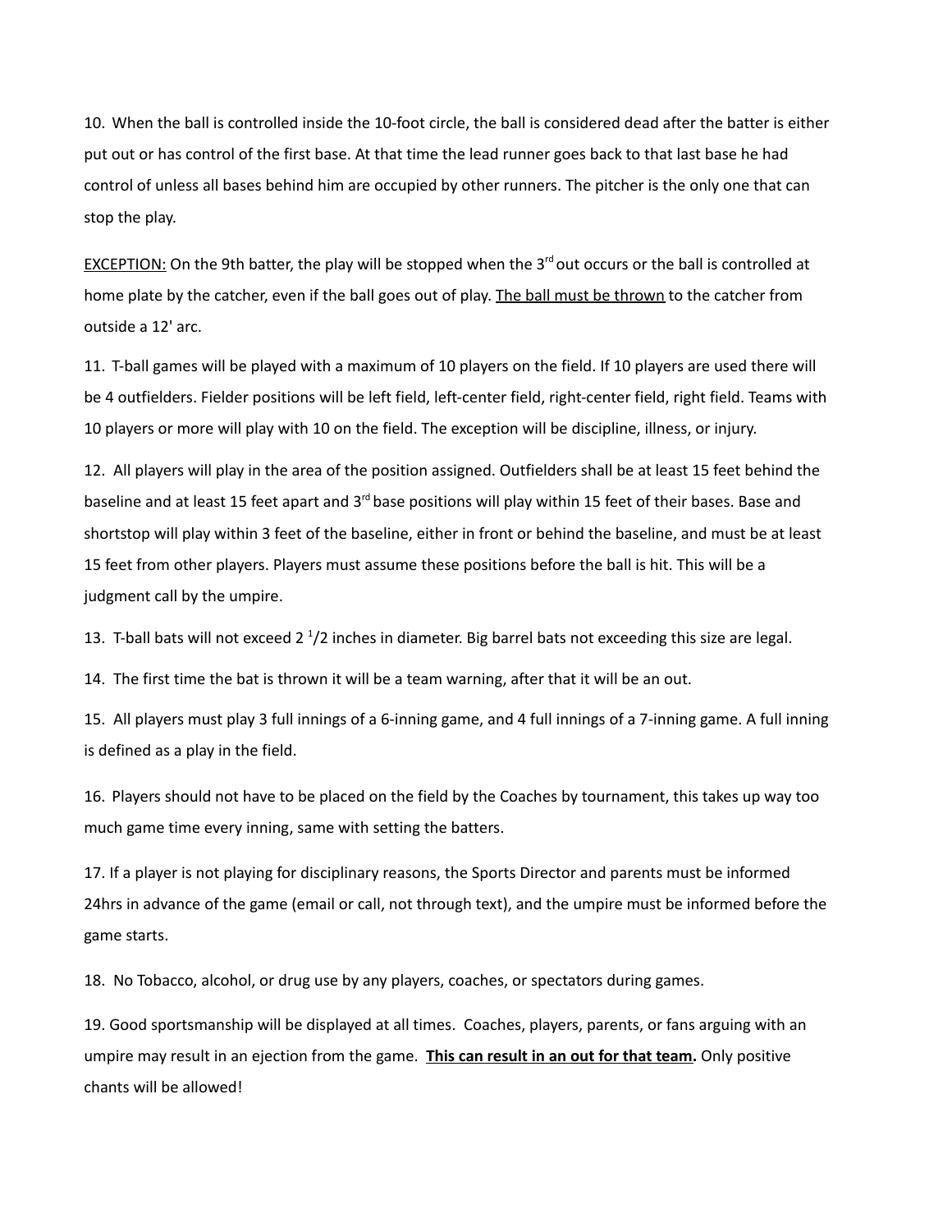10. When the ball is controlled inside the 10-foot circle, the ball is considered dead after the batter is either put out or has control of the first base. At that time the lead runner goes back to that last base he had control of unless all bases behind him are occupied by other runners. The pitcher is the only one that can stop the play.

<u>EXCEPTION:</u> On the 9th batter, the play will be stopped when the 3rd out occurs or the ball is controlled at home plate by the catcher, even if the ball goes out of play. <u>The ball must be thrown</u> to the catcher from outside a 12' arc.

11. T-ball games will be played with a maximum of 10 players on the field. If 10 players are used there will be 4 outfielders. Fielder positions will be left field, left-center field, right-center field, right field. Teams with 10 players or more will play with 10 on the field. The exception will be discipline, illness, or injury.

12. All players will play in the area of the position assigned. Outfielders shall be at least 15 feet behind the baseline and at least 15 feet apart and 3rd base positions will play within 15 feet of their bases. Base and shortstop will play within 3 feet of the baseline, either in front or behind the baseline, and must be at least 15 feet from other players. Players must assume these positions before the ball is hit. This will be a judgment call by the umpire.

13. T-ball bats will not exceed 2 1/2 inches in diameter. Big barrel bats not exceeding this size are legal.

14. The first time the bat is thrown it will be a team warning, after that it will be an out.

15. All players must play 3 full innings of a 6-inning game, and 4 full innings of a 7-inning game. A full inning is defined as a play in the field.

16. Players should not have to be placed on the field by the Coaches by tournament, this takes up way too much game time every inning, same with setting the batters.

17. If a player is not playing for disciplinary reasons, the Sports Director and parents must be informed 24hrs in advance of the game (email or call, not through text), and the umpire must be informed before the game starts.

18. No Tobacco, alcohol, or drug use by any players, coaches, or spectators during games.

19. Good sportsmanship will be displayed at all times. Coaches, players, parents, or fans arguing with an umpire may result in an ejection from the game. **<u>This can result in an out for that team.</u>** Only positive chants will be allowed!